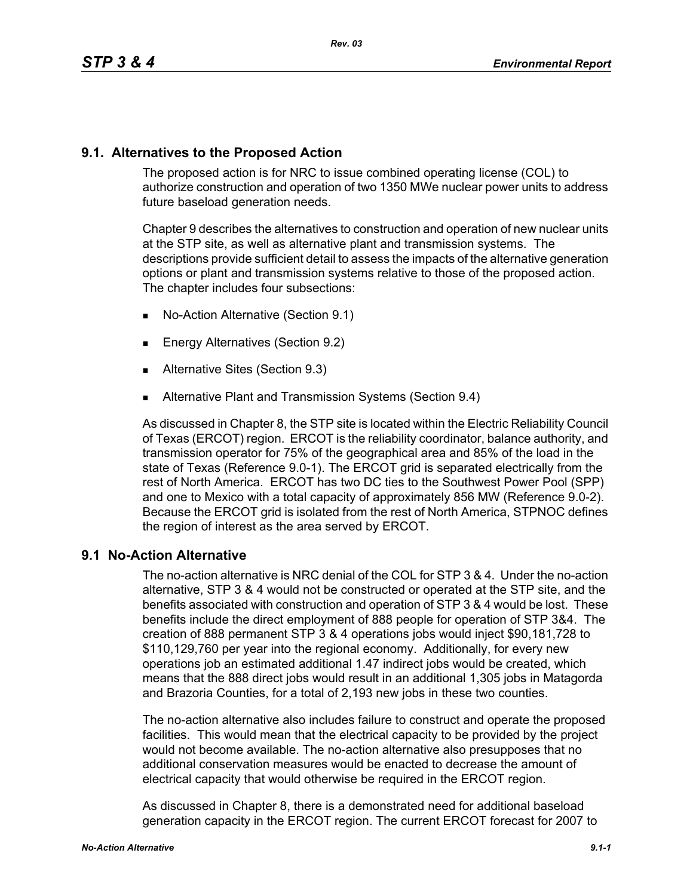## 9.1. Alternatives to the Proposed Action

The proposed action is for NRC to issue combined operating license (COL) to authorize construction and operation of two 1350 MWe nuclear power units to address future baseload generation needs.

Chapter 9 describes the alternatives to construction and operation of new nuclear units at the STP site, as well as alternative plant and transmission systems. The descriptions provide sufficient detail to assess the impacts of the alternative generation options or plant and transmission systems relative to those of the proposed action. The chapter includes four subsections:

- No-Action Alternative (Section 9.1)
- Energy Alternatives (Section 9.2)
- Alternative Sites (Section 9.3)
- Alternative Plant and Transmission Systems (Section 9.4)

As discussed in Chapter 8, the STP site is located within the Electric Reliability Council of Texas (ERCOT) region. ERCOT is the reliability coordinator, balance authority, and transmission operator for 75% of the geographical area and 85% of the load in the state of Texas (Reference 9.0-1). The ERCOT grid is separated electrically from the rest of North America. ERCOT has two DC ties to the Southwest Power Pool (SPP) and one to Mexico with a total capacity of approximately 856 MW (Reference 9.0-2). Because the ERCOT grid is isolated from the rest of North America, STPNOC defines the region of interest as the area served by ERCOT.

## 9.1 No-Action Alternative

The no-action alternative is NRC denial of the COL for STP 3 & 4. Under the no-action alternative, STP 3 & 4 would not be constructed or operated at the STP site, and the benefits associated with construction and operation of STP 3 & 4 would be lost. These benefits include the direct employment of 888 people for operation of STP 3&4. The creation of 888 permanent STP 3 & 4 operations jobs would inject $90,181,728 to $110,129,760 per year into the regional economy. Additionally, for every new operations job an estimated additional 1.47 indirect jobs would be created, which means that the 888 direct jobs would result in an additional 1,305 jobs in Matagorda and Brazoria Counties, for a total of 2,193 new jobs in these two counties.

The no-action alternative also includes failure to construct and operate the proposed facilities. This would mean that the electrical capacity to be provided by the project would not become available. The no-action alternative also presupposes that no additional conservation measures would be enacted to decrease the amount of electrical capacity that would otherwise be required in the ERCOT region.

As discussed in Chapter 8, there is a demonstrated need for additional baseload generation capacity in the ERCOT region. The current ERCOT forecast for 2007 to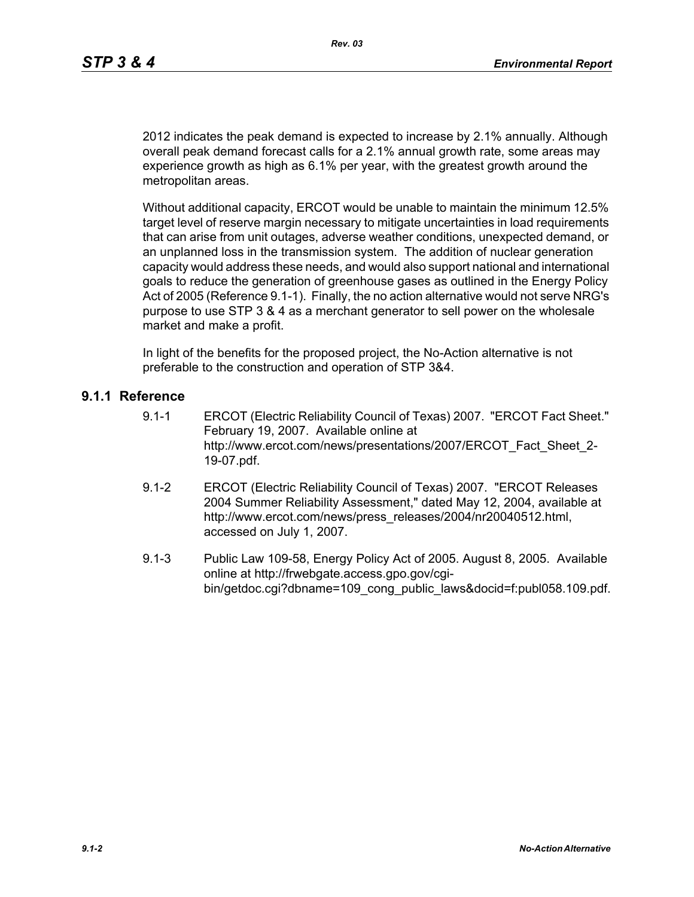2012 indicates the peak demand is expected to increase by 2.1% annually. Although overall peak demand forecast calls for a 2.1% annual growth rate, some areas may experience growth as high as 6.1% per year, with the greatest growth around the metropolitan areas.

Without additional capacity, ERCOT would be unable to maintain the minimum 12.5% target level of reserve margin necessary to mitigate uncertainties in load requirements that can arise from unit outages, adverse weather conditions, unexpected demand, or an unplanned loss in the transmission system. The addition of nuclear generation capacity would address these needs, and would also support national and international goals to reduce the generation of greenhouse gases as outlined in the Energy Policy Act of 2005 (Reference 9.1-1). Finally, the no action alternative would not serve NRG's purpose to use STP 3 & 4 as a merchant generator to sell power on the wholesale market and make a profit.

In light of the benefits for the proposed project, the No-Action alternative is not preferable to the construction and operation of STP 3&4.

## 9.1.1 Reference

9.1-1 ERCOT (Electric Reliability Council of Texas) 2007. "ERCOT Fact Sheet." February 19, 2007. Available online at http://www.ercot.com/news/presentations/2007/ERCOT_Fact_Sheet_2-19-07.pdf.

9.1-2 ERCOT (Electric Reliability Council of Texas) 2007. "ERCOT Releases 2004 Summer Reliability Assessment," dated May 12, 2004, available at http://www.ercot.com/news/press_releases/2004/nr20040512.html, accessed on July 1, 2007.

9.1-3 Public Law 109-58, Energy Policy Act of 2005. August 8, 2005. Available online at http://frwebgate.access.gpo.gov/cgi-bin/getdoc.cgi?dbname=109_cong_public_laws&docid=f:publ058.109.pdf.